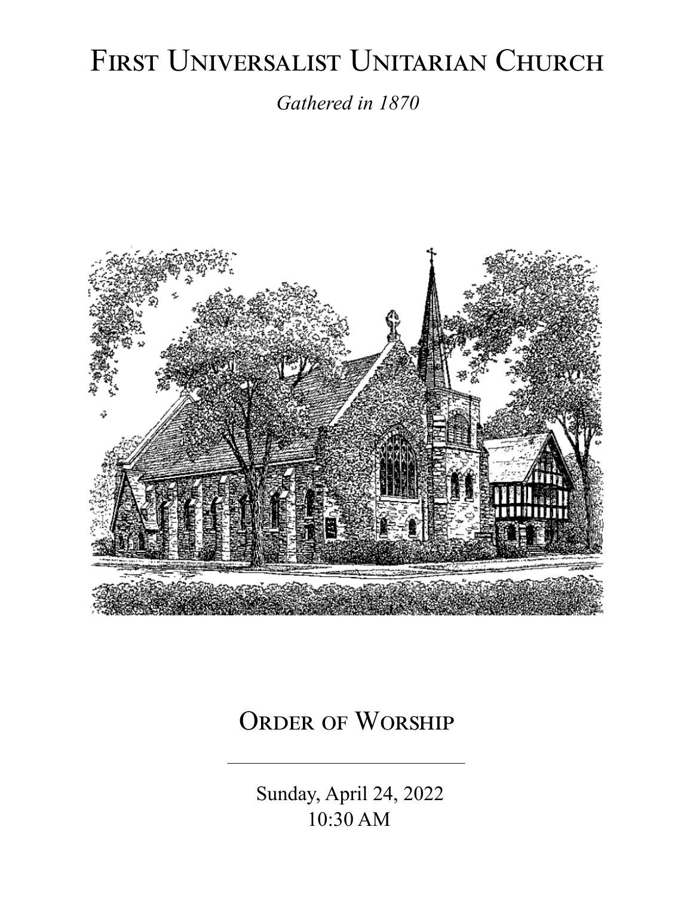# First Universalist Unitarian Church

*Gathered in 1870*

## Order of Worship

---

Sunday, April 24, 2022
10:30 AM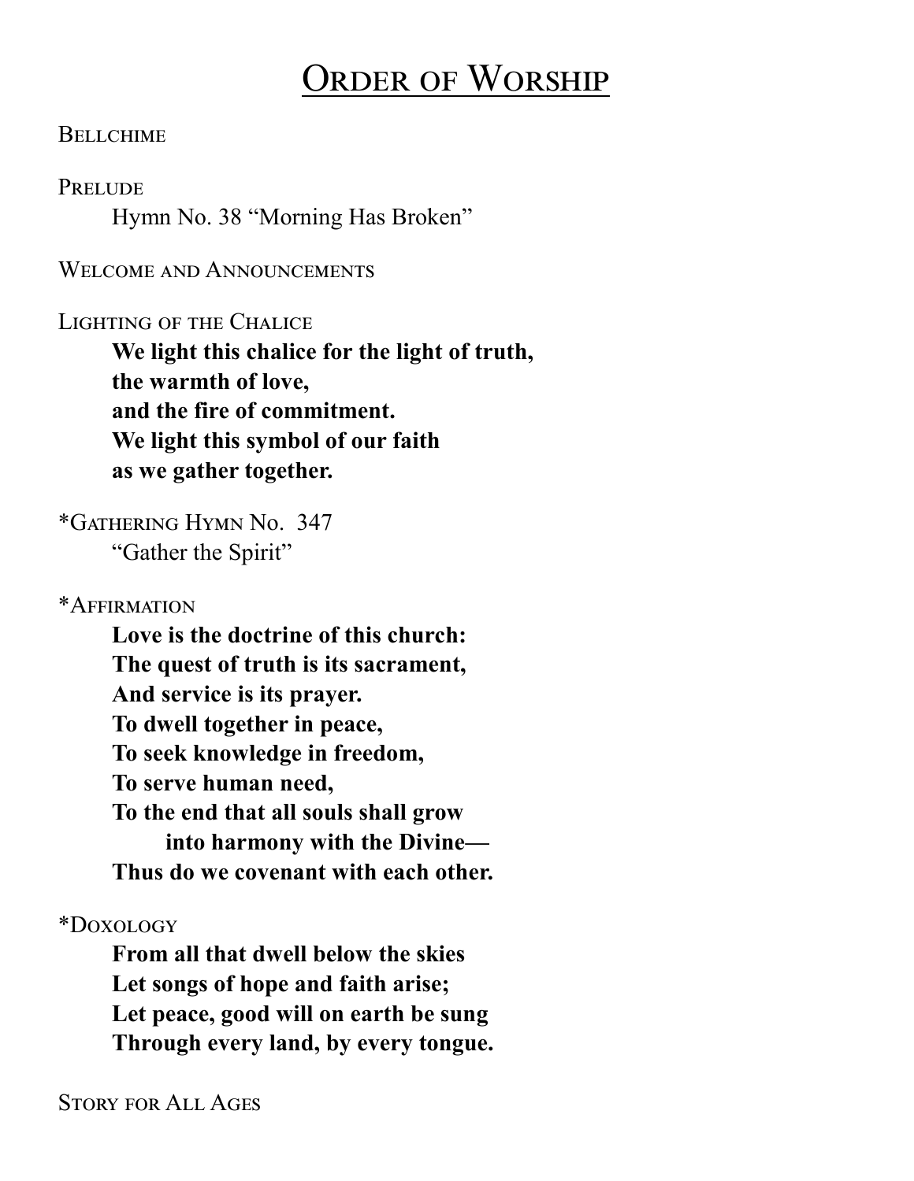# Order of Worship

Bellchime

Prelude

Hymn No. 38 "Morning Has Broken"

Welcome and Announcements

Lighting of the Chalice

**We light this chalice for the light of truth,**
**the warmth of love,**
**and the fire of commitment.**
**We light this symbol of our faith**
**as we gather together.**

*Gathering Hymn No. 347

"Gather the Spirit"

*Affirmation

**Love is the doctrine of this church:**
**The quest of truth is its sacrament,**
**And service is its prayer.**
**To dwell together in peace,**
**To seek knowledge in freedom,**
**To serve human need,**
**To the end that all souls shall grow**
**into harmony with the Divine—**
**Thus do we covenant with each other.**

*Doxology

**From all that dwell below the skies**
**Let songs of hope and faith arise;**
**Let peace, good will on earth be sung**
**Through every land, by every tongue.**

Story for All Ages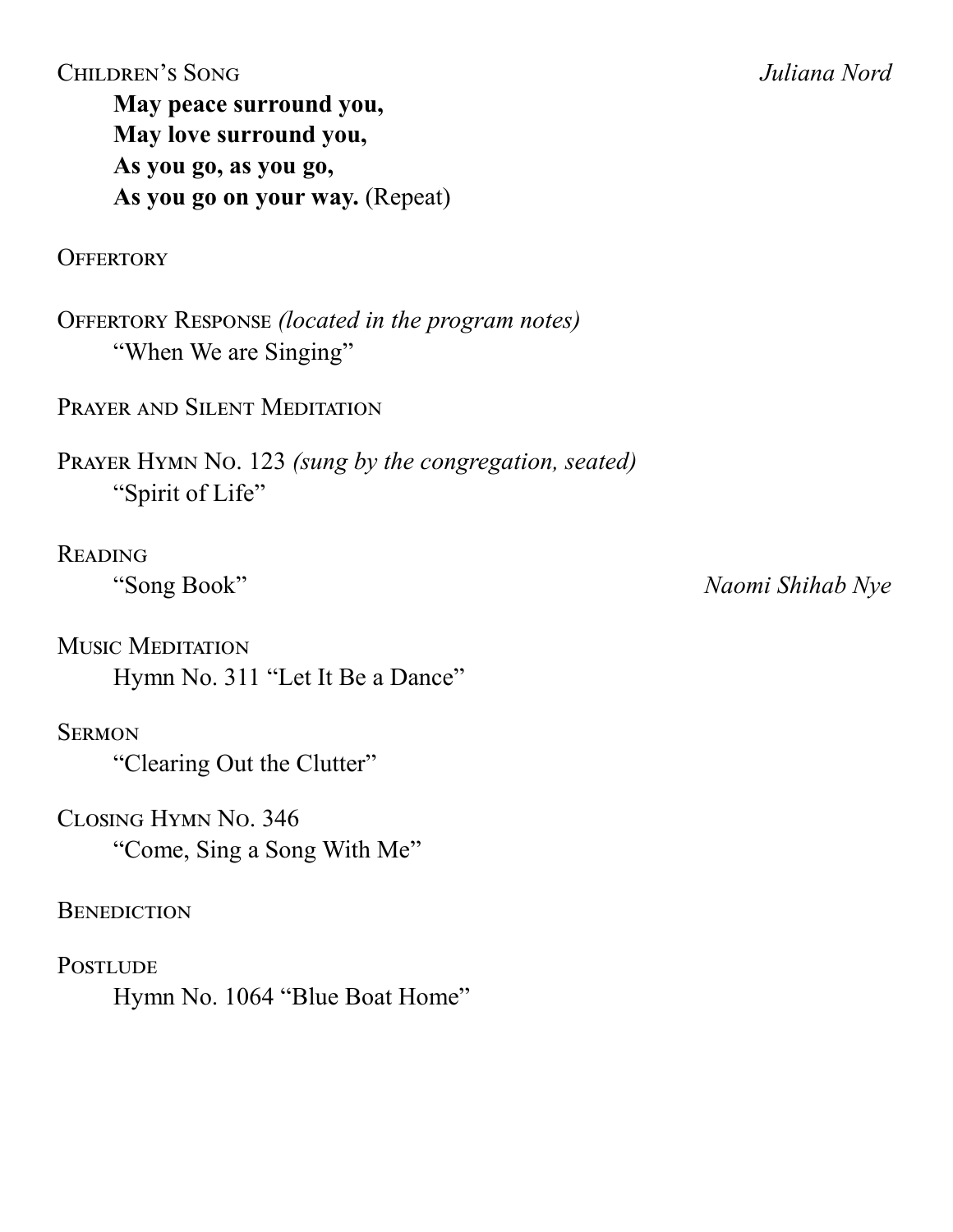Children's Song *Juliana Nord*

**May peace surround you,**
**May love surround you,**
**As you go, as you go,**
**As you go on your way.** (Repeat)

Offertory

Offertory Response *(located in the program notes)*
"When We are Singing"

Prayer and Silent Meditation

Prayer Hymn No. 123 *(sung by the congregation, seated)*
"Spirit of Life"

Reading
"Song Book" *Naomi Shihab Nye*

Music Meditation
Hymn No. 311 "Let It Be a Dance"

Sermon
"Clearing Out the Clutter"

Closing Hymn No. 346
"Come, Sing a Song With Me"

Benediction

Postlude
Hymn No. 1064 "Blue Boat Home"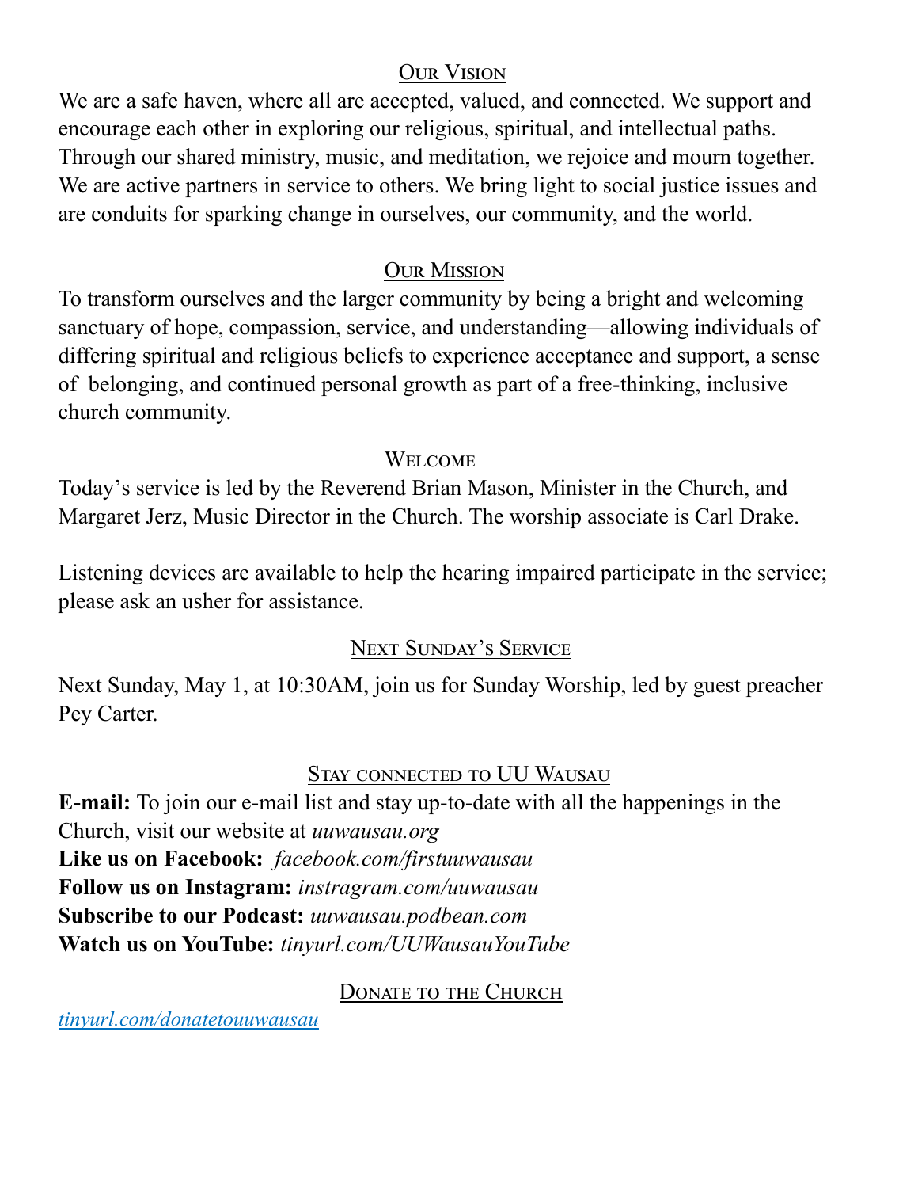## Our Vision

We are a safe haven, where all are accepted, valued, and connected. We support and encourage each other in exploring our religious, spiritual, and intellectual paths. Through our shared ministry, music, and meditation, we rejoice and mourn together. We are active partners in service to others. We bring light to social justice issues and are conduits for sparking change in ourselves, our community, and the world.

## Our Mission

To transform ourselves and the larger community by being a bright and welcoming sanctuary of hope, compassion, service, and understanding—allowing individuals of differing spiritual and religious beliefs to experience acceptance and support, a sense of belonging, and continued personal growth as part of a free-thinking, inclusive church community.

## Welcome

Today's service is led by the Reverend Brian Mason, Minister in the Church, and Margaret Jerz, Music Director in the Church. The worship associate is Carl Drake.

Listening devices are available to help the hearing impaired participate in the service; please ask an usher for assistance.

## Next Sunday's Service

Next Sunday, May 1, at 10:30AM, join us for Sunday Worship, led by guest preacher Pey Carter.

## Stay connected to UU Wausau

**E-mail:** To join our e-mail list and stay up-to-date with all the happenings in the Church, visit our website at *uuwausau.org*
**Like us on Facebook:** *facebook.com/firstuuwausau*
**Follow us on Instagram:** *instragram.com/uuwausau*
**Subscribe to our Podcast:** *uuwausau.podbean.com*
**Watch us on YouTube:** *tinyurl.com/UUWausauYouTube*

## Donate to the Church

*tinyurl.com/donatetouuwausau*